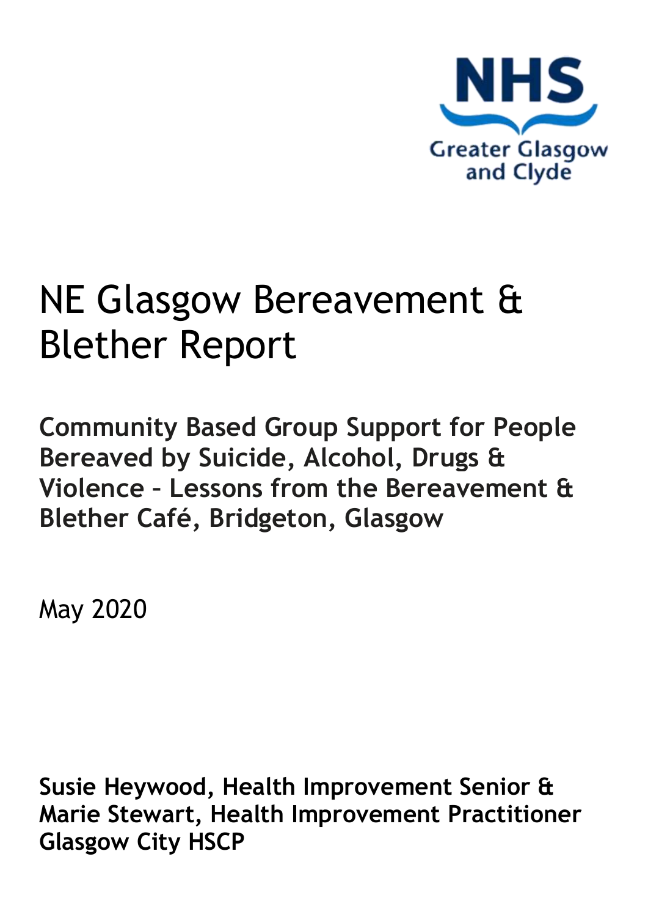NHS Greater Glasgow and Clyde

# NE Glasgow Bereavement & Blether Report

## Community Based Group Support for People Bereaved by Suicide, Alcohol, Drugs & Violence – Lessons from the Bereavement & Blether Café, Bridgeton, Glasgow

May 2020

**Susie Heywood, Health Improvement Senior & Marie Stewart, Health Improvement Practitioner Glasgow City HSCP**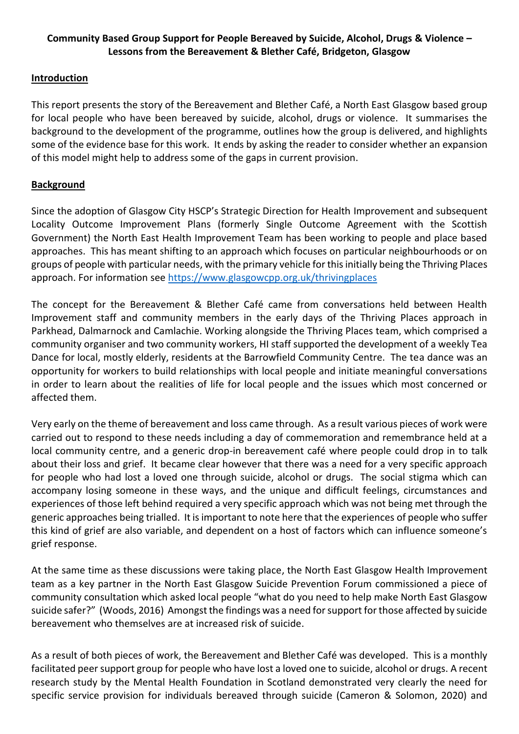**Community Based Group Support for People Bereaved by Suicide, Alcohol, Drugs & Violence – Lessons from the Bereavement & Blether Café, Bridgeton, Glasgow**

## Introduction

This report presents the story of the Bereavement and Blether Café, a North East Glasgow based group for local people who have been bereaved by suicide, alcohol, drugs or violence. It summarises the background to the development of the programme, outlines how the group is delivered, and highlights some of the evidence base for this work. It ends by asking the reader to consider whether an expansion of this model might help to address some of the gaps in current provision.

## Background

Since the adoption of Glasgow City HSCP's Strategic Direction for Health Improvement and subsequent Locality Outcome Improvement Plans (formerly Single Outcome Agreement with the Scottish Government) the North East Health Improvement Team has been working to people and place based approaches. This has meant shifting to an approach which focuses on particular neighbourhoods or on groups of people with particular needs, with the primary vehicle for this initially being the Thriving Places approach. For information see https://www.glasgowcpp.org.uk/thrivingplaces

The concept for the Bereavement & Blether Café came from conversations held between Health Improvement staff and community members in the early days of the Thriving Places approach in Parkhead, Dalmarnock and Camlachie. Working alongside the Thriving Places team, which comprised a community organiser and two community workers, HI staff supported the development of a weekly Tea Dance for local, mostly elderly, residents at the Barrowfield Community Centre. The tea dance was an opportunity for workers to build relationships with local people and initiate meaningful conversations in order to learn about the realities of life for local people and the issues which most concerned or affected them.

Very early on the theme of bereavement and loss came through. As a result various pieces of work were carried out to respond to these needs including a day of commemoration and remembrance held at a local community centre, and a generic drop-in bereavement café where people could drop in to talk about their loss and grief. It became clear however that there was a need for a very specific approach for people who had lost a loved one through suicide, alcohol or drugs. The social stigma which can accompany losing someone in these ways, and the unique and difficult feelings, circumstances and experiences of those left behind required a very specific approach which was not being met through the generic approaches being trialled. It is important to note here that the experiences of people who suffer this kind of grief are also variable, and dependent on a host of factors which can influence someone's grief response.

At the same time as these discussions were taking place, the North East Glasgow Health Improvement team as a key partner in the North East Glasgow Suicide Prevention Forum commissioned a piece of community consultation which asked local people "what do you need to help make North East Glasgow suicide safer?" (Woods, 2016) Amongst the findings was a need for support for those affected by suicide bereavement who themselves are at increased risk of suicide.

As a result of both pieces of work, the Bereavement and Blether Café was developed. This is a monthly facilitated peer support group for people who have lost a loved one to suicide, alcohol or drugs. A recent research study by the Mental Health Foundation in Scotland demonstrated very clearly the need for specific service provision for individuals bereaved through suicide (Cameron & Solomon, 2020) and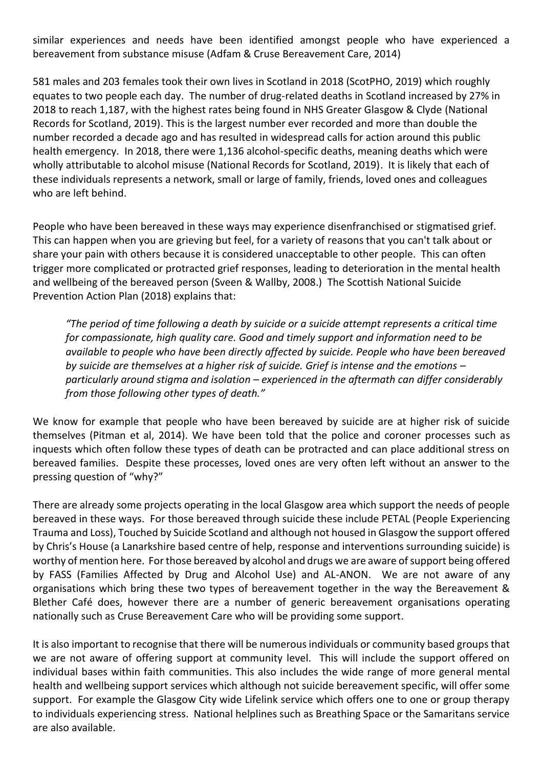similar experiences and needs have been identified amongst people who have experienced a bereavement from substance misuse (Adfam & Cruse Bereavement Care, 2014)

581 males and 203 females took their own lives in Scotland in 2018 (ScotPHO, 2019) which roughly equates to two people each day. The number of drug-related deaths in Scotland increased by 27% in 2018 to reach 1,187, with the highest rates being found in NHS Greater Glasgow & Clyde (National Records for Scotland, 2019). This is the largest number ever recorded and more than double the number recorded a decade ago and has resulted in widespread calls for action around this public health emergency. In 2018, there were 1,136 alcohol-specific deaths, meaning deaths which were wholly attributable to alcohol misuse (National Records for Scotland, 2019). It is likely that each of these individuals represents a network, small or large of family, friends, loved ones and colleagues who are left behind.

People who have been bereaved in these ways may experience disenfranchised or stigmatised grief. This can happen when you are grieving but feel, for a variety of reasons that you can't talk about or share your pain with others because it is considered unacceptable to other people. This can often trigger more complicated or protracted grief responses, leading to deterioration in the mental health and wellbeing of the bereaved person (Sveen & Wallby, 2008.) The Scottish National Suicide Prevention Action Plan (2018) explains that:

> *"The period of time following a death by suicide or a suicide attempt represents a critical time for compassionate, high quality care. Good and timely support and information need to be available to people who have been directly affected by suicide. People who have been bereaved by suicide are themselves at a higher risk of suicide. Grief is intense and the emotions – particularly around stigma and isolation – experienced in the aftermath can differ considerably from those following other types of death."*

We know for example that people who have been bereaved by suicide are at higher risk of suicide themselves (Pitman et al, 2014). We have been told that the police and coroner processes such as inquests which often follow these types of death can be protracted and can place additional stress on bereaved families. Despite these processes, loved ones are very often left without an answer to the pressing question of "why?"

There are already some projects operating in the local Glasgow area which support the needs of people bereaved in these ways. For those bereaved through suicide these include PETAL (People Experiencing Trauma and Loss), Touched by Suicide Scotland and although not housed in Glasgow the support offered by Chris's House (a Lanarkshire based centre of help, response and interventions surrounding suicide) is worthy of mention here. For those bereaved by alcohol and drugs we are aware of support being offered by FASS (Families Affected by Drug and Alcohol Use) and AL-ANON. We are not aware of any organisations which bring these two types of bereavement together in the way the Bereavement & Blether Café does, however there are a number of generic bereavement organisations operating nationally such as Cruse Bereavement Care who will be providing some support.

It is also important to recognise that there will be numerous individuals or community based groups that we are not aware of offering support at community level. This will include the support offered on individual bases within faith communities. This also includes the wide range of more general mental health and wellbeing support services which although not suicide bereavement specific, will offer some support. For example the Glasgow City wide Lifelink service which offers one to one or group therapy to individuals experiencing stress. National helplines such as Breathing Space or the Samaritans service are also available.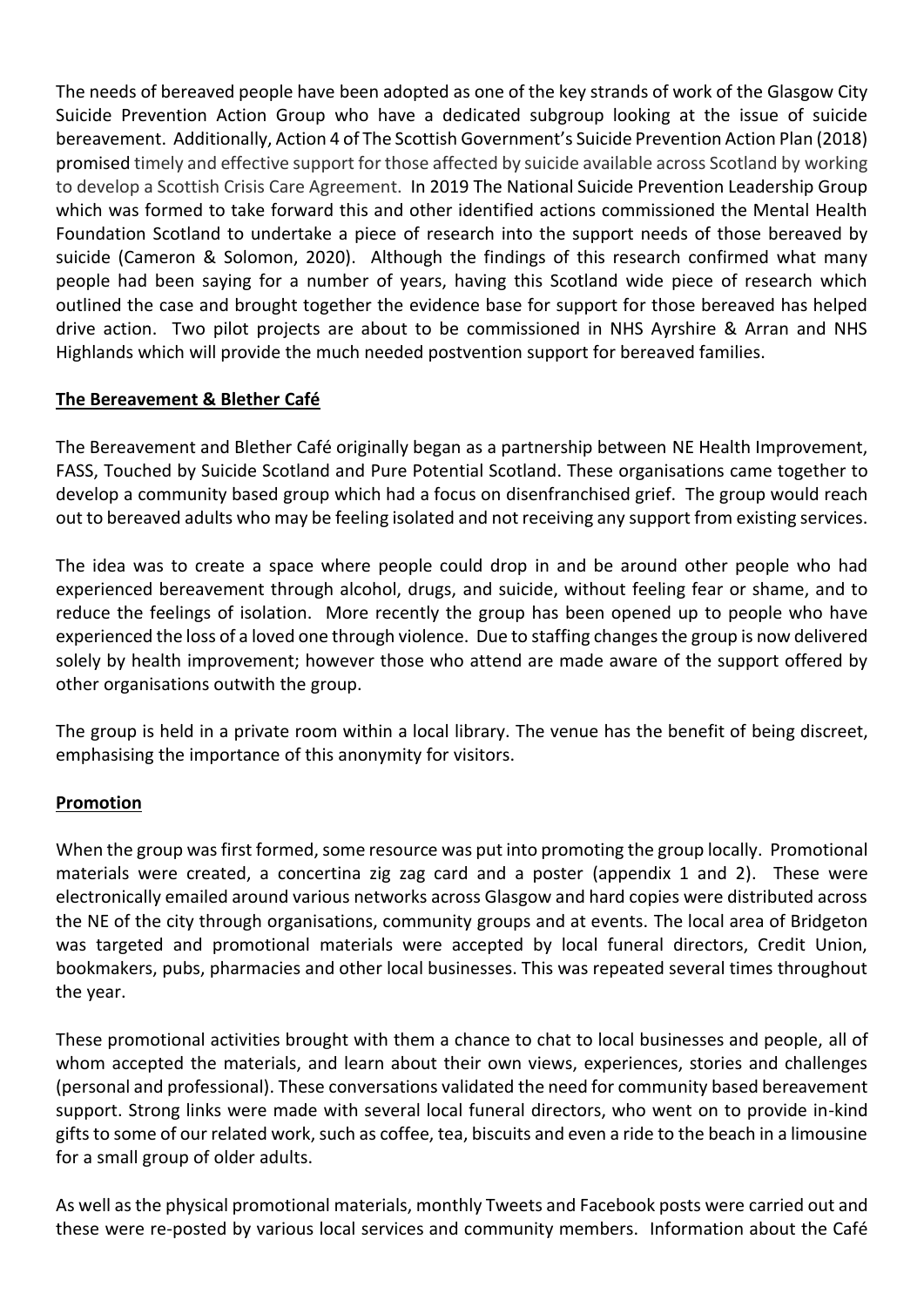The needs of bereaved people have been adopted as one of the key strands of work of the Glasgow City Suicide Prevention Action Group who have a dedicated subgroup looking at the issue of suicide bereavement. Additionally, Action 4 of The Scottish Government's Suicide Prevention Action Plan (2018) promised timely and effective support for those affected by suicide available across Scotland by working to develop a Scottish Crisis Care Agreement. In 2019 The National Suicide Prevention Leadership Group which was formed to take forward this and other identified actions commissioned the Mental Health Foundation Scotland to undertake a piece of research into the support needs of those bereaved by suicide (Cameron & Solomon, 2020). Although the findings of this research confirmed what many people had been saying for a number of years, having this Scotland wide piece of research which outlined the case and brought together the evidence base for support for those bereaved has helped drive action. Two pilot projects are about to be commissioned in NHS Ayrshire & Arran and NHS Highlands which will provide the much needed postvention support for bereaved families.

## The Bereavement & Blether Café

The Bereavement and Blether Café originally began as a partnership between NE Health Improvement, FASS, Touched by Suicide Scotland and Pure Potential Scotland. These organisations came together to develop a community based group which had a focus on disenfranchised grief. The group would reach out to bereaved adults who may be feeling isolated and not receiving any support from existing services.

The idea was to create a space where people could drop in and be around other people who had experienced bereavement through alcohol, drugs, and suicide, without feeling fear or shame, and to reduce the feelings of isolation. More recently the group has been opened up to people who have experienced the loss of a loved one through violence. Due to staffing changes the group is now delivered solely by health improvement; however those who attend are made aware of the support offered by other organisations outwith the group.

The group is held in a private room within a local library. The venue has the benefit of being discreet, emphasising the importance of this anonymity for visitors.

## Promotion

When the group was first formed, some resource was put into promoting the group locally. Promotional materials were created, a concertina zig zag card and a poster (appendix 1 and 2). These were electronically emailed around various networks across Glasgow and hard copies were distributed across the NE of the city through organisations, community groups and at events. The local area of Bridgeton was targeted and promotional materials were accepted by local funeral directors, Credit Union, bookmakers, pubs, pharmacies and other local businesses. This was repeated several times throughout the year.

These promotional activities brought with them a chance to chat to local businesses and people, all of whom accepted the materials, and learn about their own views, experiences, stories and challenges (personal and professional). These conversations validated the need for community based bereavement support. Strong links were made with several local funeral directors, who went on to provide in-kind gifts to some of our related work, such as coffee, tea, biscuits and even a ride to the beach in a limousine for a small group of older adults.

As well as the physical promotional materials, monthly Tweets and Facebook posts were carried out and these were re-posted by various local services and community members. Information about the Café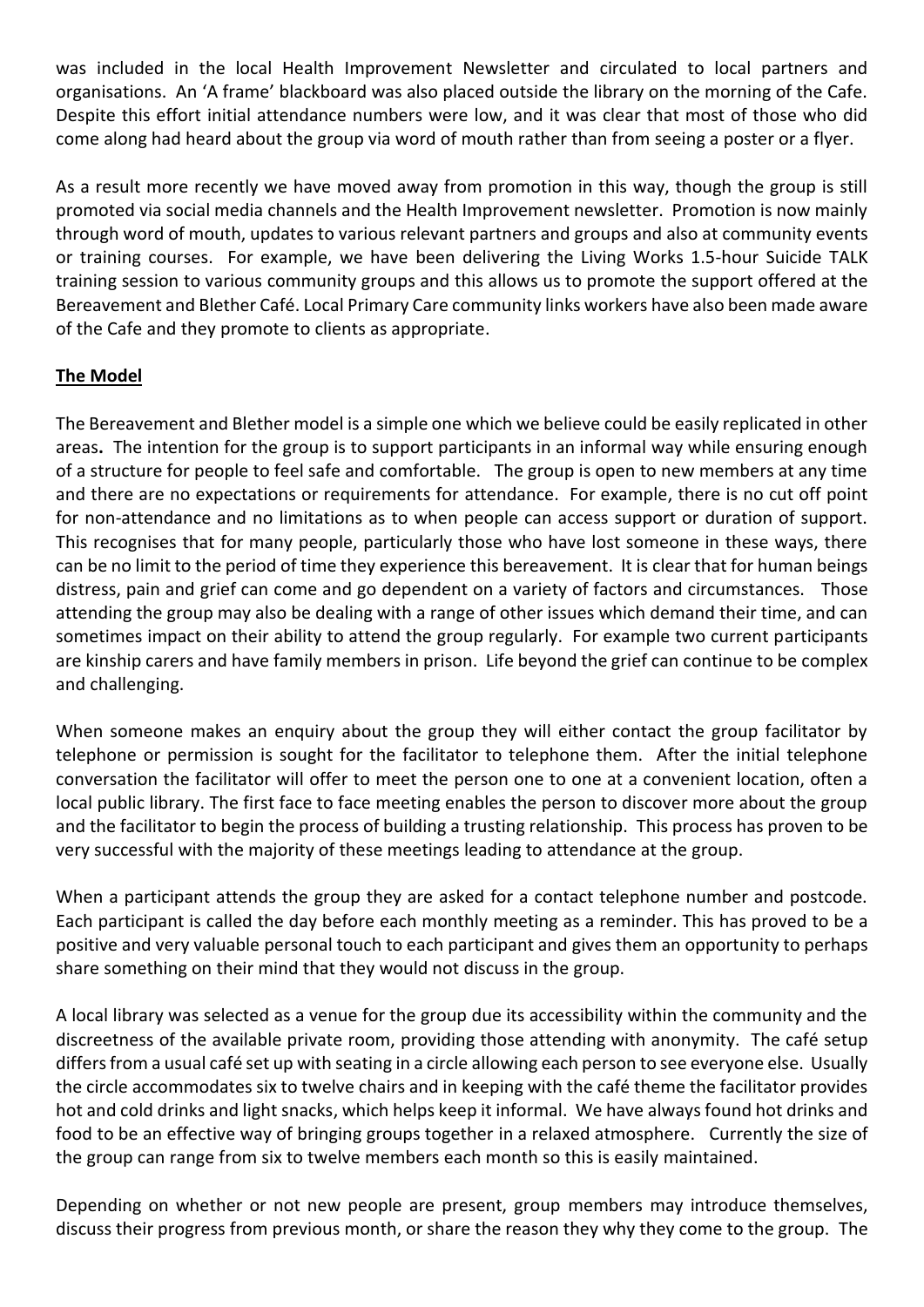was included in the local Health Improvement Newsletter and circulated to local partners and organisations. An 'A frame' blackboard was also placed outside the library on the morning of the Cafe. Despite this effort initial attendance numbers were low, and it was clear that most of those who did come along had heard about the group via word of mouth rather than from seeing a poster or a flyer.

As a result more recently we have moved away from promotion in this way, though the group is still promoted via social media channels and the Health Improvement newsletter. Promotion is now mainly through word of mouth, updates to various relevant partners and groups and also at community events or training courses. For example, we have been delivering the Living Works 1.5-hour Suicide TALK training session to various community groups and this allows us to promote the support offered at the Bereavement and Blether Café. Local Primary Care community links workers have also been made aware of the Cafe and they promote to clients as appropriate.

## **The Model**

The Bereavement and Blether model is a simple one which we believe could be easily replicated in other areas**.** The intention for the group is to support participants in an informal way while ensuring enough of a structure for people to feel safe and comfortable. The group is open to new members at any time and there are no expectations or requirements for attendance. For example, there is no cut off point for non-attendance and no limitations as to when people can access support or duration of support. This recognises that for many people, particularly those who have lost someone in these ways, there can be no limit to the period of time they experience this bereavement. It is clear that for human beings distress, pain and grief can come and go dependent on a variety of factors and circumstances. Those attending the group may also be dealing with a range of other issues which demand their time, and can sometimes impact on their ability to attend the group regularly. For example two current participants are kinship carers and have family members in prison. Life beyond the grief can continue to be complex and challenging.

When someone makes an enquiry about the group they will either contact the group facilitator by telephone or permission is sought for the facilitator to telephone them. After the initial telephone conversation the facilitator will offer to meet the person one to one at a convenient location, often a local public library. The first face to face meeting enables the person to discover more about the group and the facilitator to begin the process of building a trusting relationship. This process has proven to be very successful with the majority of these meetings leading to attendance at the group.

When a participant attends the group they are asked for a contact telephone number and postcode. Each participant is called the day before each monthly meeting as a reminder. This has proved to be a positive and very valuable personal touch to each participant and gives them an opportunity to perhaps share something on their mind that they would not discuss in the group.

A local library was selected as a venue for the group due its accessibility within the community and the discreetness of the available private room, providing those attending with anonymity. The café setup differs from a usual café set up with seating in a circle allowing each person to see everyone else. Usually the circle accommodates six to twelve chairs and in keeping with the café theme the facilitator provides hot and cold drinks and light snacks, which helps keep it informal. We have always found hot drinks and food to be an effective way of bringing groups together in a relaxed atmosphere. Currently the size of the group can range from six to twelve members each month so this is easily maintained.

Depending on whether or not new people are present, group members may introduce themselves, discuss their progress from previous month, or share the reason they why they come to the group. The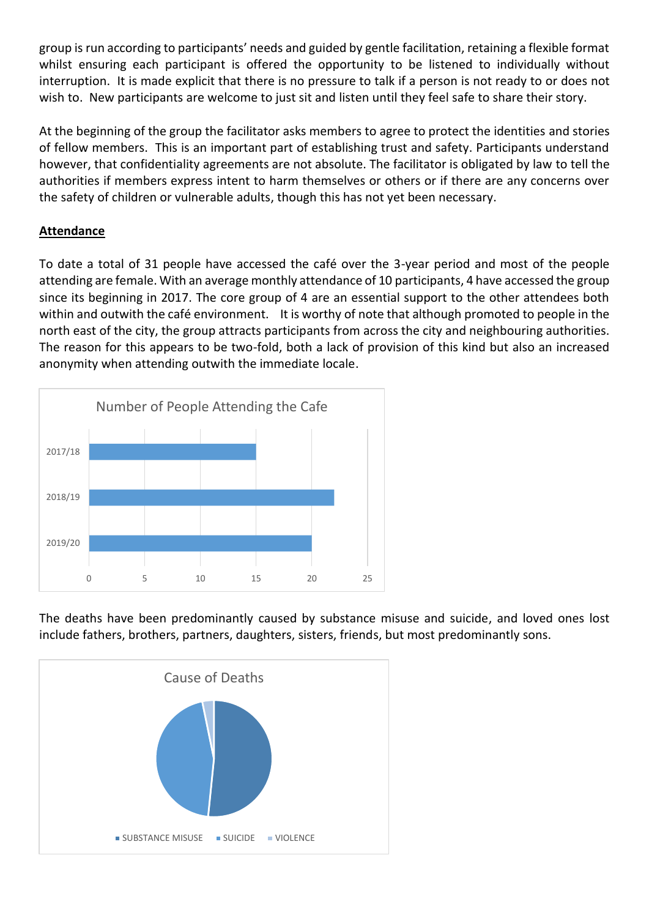group is run according to participants' needs and guided by gentle facilitation, retaining a flexible format whilst ensuring each participant is offered the opportunity to be listened to individually without interruption. It is made explicit that there is no pressure to talk if a person is not ready to or does not wish to. New participants are welcome to just sit and listen until they feel safe to share their story.

At the beginning of the group the facilitator asks members to agree to protect the identities and stories of fellow members. This is an important part of establishing trust and safety. Participants understand however, that confidentiality agreements are not absolute. The facilitator is obligated by law to tell the authorities if members express intent to harm themselves or others or if there are any concerns over the safety of children or vulnerable adults, though this has not yet been necessary.

**Attendance**

To date a total of 31 people have accessed the café over the 3-year period and most of the people attending are female. With an average monthly attendance of 10 participants, 4 have accessed the group since its beginning in 2017. The core group of 4 are an essential support to the other attendees both within and outwith the café environment. It is worthy of note that although promoted to people in the north east of the city, the group attracts participants from across the city and neighbouring authorities. The reason for this appears to be two-fold, both a lack of provision of this kind but also an increased anonymity when attending outwith the immediate locale.

Number of People Attending the Cafe

2017/18
2018/19
2019/20

0 5 10 15 20 25

The deaths have been predominantly caused by substance misuse and suicide, and loved ones lost include fathers, brothers, partners, daughters, sisters, friends, but most predominantly sons.

Cause of Deaths

SUBSTANCE MISUSE SUICIDE VIOLENCE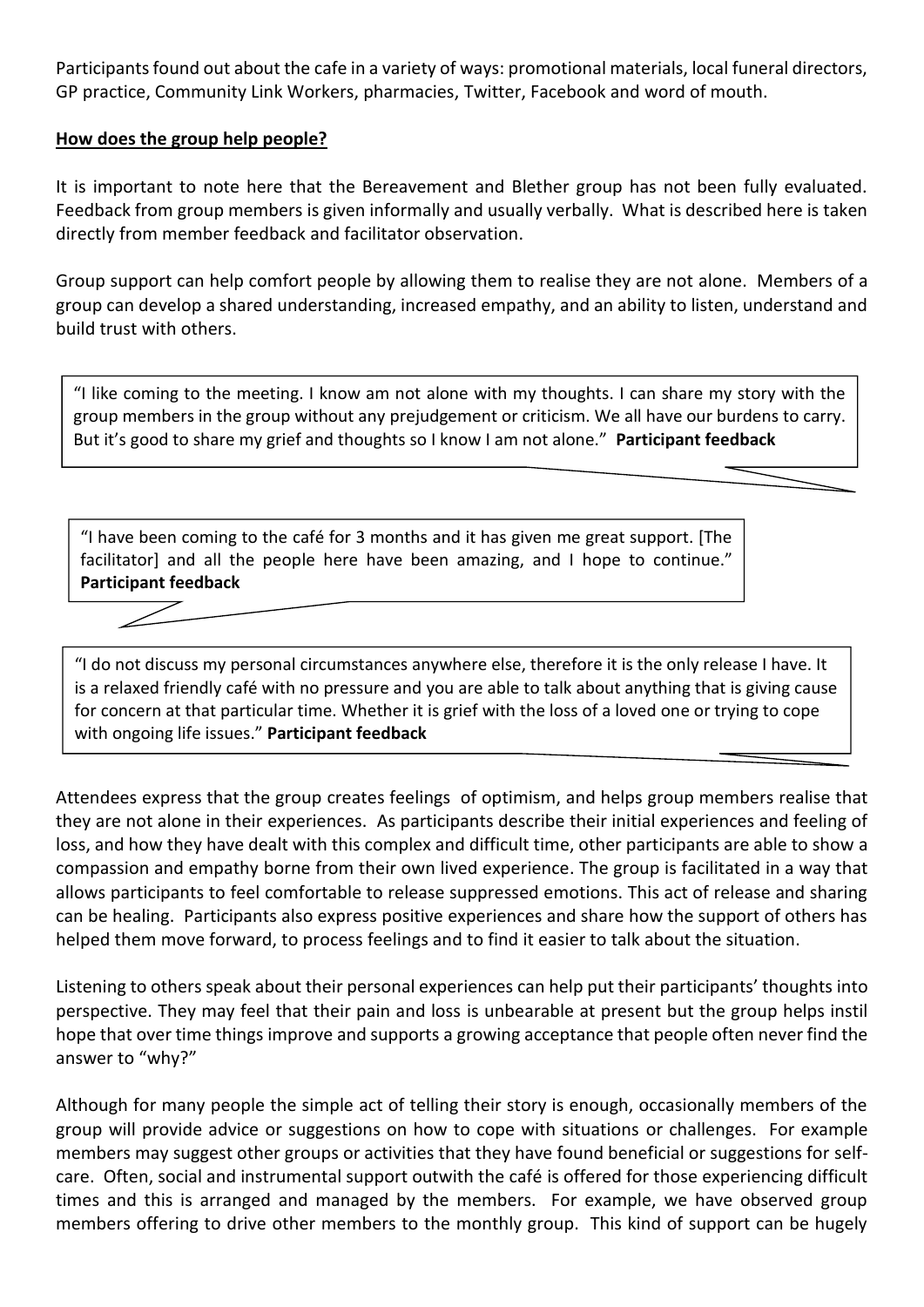Participants found out about the cafe in a variety of ways: promotional materials, local funeral directors, GP practice, Community Link Workers, pharmacies, Twitter, Facebook and word of mouth.

**How does the group help people?**

It is important to note here that the Bereavement and Blether group has not been fully evaluated. Feedback from group members is given informally and usually verbally. What is described here is taken directly from member feedback and facilitator observation.

Group support can help comfort people by allowing them to realise they are not alone. Members of a group can develop a shared understanding, increased empathy, and an ability to listen, understand and build trust with others.

> "I like coming to the meeting. I know am not alone with my thoughts. I can share my story with the group members in the group without any prejudgement or criticism. We all have our burdens to carry. But it's good to share my grief and thoughts so I know I am not alone." **Participant feedback**

> "I have been coming to the café for 3 months and it has given me great support. [The facilitator] and all the people here have been amazing, and I hope to continue." **Participant feedback**

> "I do not discuss my personal circumstances anywhere else, therefore it is the only release I have. It is a relaxed friendly café with no pressure and you are able to talk about anything that is giving cause for concern at that particular time. Whether it is grief with the loss of a loved one or trying to cope with ongoing life issues." **Participant feedback**

Attendees express that the group creates feelings of optimism, and helps group members realise that they are not alone in their experiences. As participants describe their initial experiences and feeling of loss, and how they have dealt with this complex and difficult time, other participants are able to show a compassion and empathy borne from their own lived experience. The group is facilitated in a way that allows participants to feel comfortable to release suppressed emotions. This act of release and sharing can be healing. Participants also express positive experiences and share how the support of others has helped them move forward, to process feelings and to find it easier to talk about the situation.

Listening to others speak about their personal experiences can help put their participants' thoughts into perspective. They may feel that their pain and loss is unbearable at present but the group helps instil hope that over time things improve and supports a growing acceptance that people often never find the answer to "why?"

Although for many people the simple act of telling their story is enough, occasionally members of the group will provide advice or suggestions on how to cope with situations or challenges. For example members may suggest other groups or activities that they have found beneficial or suggestions for self-care. Often, social and instrumental support outwith the café is offered for those experiencing difficult times and this is arranged and managed by the members. For example, we have observed group members offering to drive other members to the monthly group. This kind of support can be hugely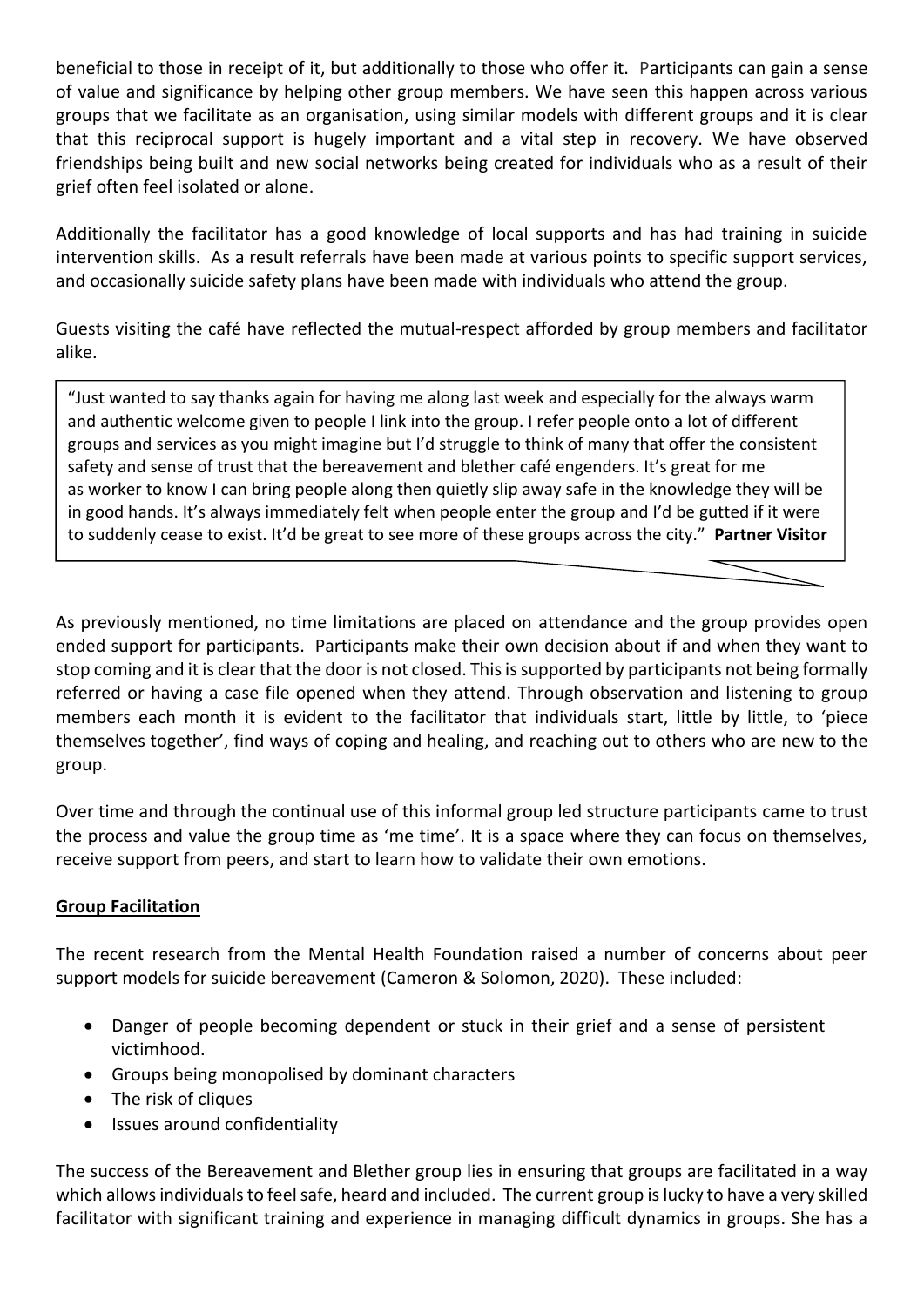beneficial to those in receipt of it, but additionally to those who offer it. Participants can gain a sense of value and significance by helping other group members. We have seen this happen across various groups that we facilitate as an organisation, using similar models with different groups and it is clear that this reciprocal support is hugely important and a vital step in recovery. We have observed friendships being built and new social networks being created for individuals who as a result of their grief often feel isolated or alone.

Additionally the facilitator has a good knowledge of local supports and has had training in suicide intervention skills. As a result referrals have been made at various points to specific support services, and occasionally suicide safety plans have been made with individuals who attend the group.

Guests visiting the café have reflected the mutual-respect afforded by group members and facilitator alike.

> "Just wanted to say thanks again for having me along last week and especially for the always warm and authentic welcome given to people I link into the group. I refer people onto a lot of different groups and services as you might imagine but I'd struggle to think of many that offer the consistent safety and sense of trust that the bereavement and blether café engenders. It's great for me as worker to know I can bring people along then quietly slip away safe in the knowledge they will be in good hands. It's always immediately felt when people enter the group and I'd be gutted if it were to suddenly cease to exist. It'd be great to see more of these groups across the city." **Partner Visitor**

As previously mentioned, no time limitations are placed on attendance and the group provides open ended support for participants. Participants make their own decision about if and when they want to stop coming and it is clear that the door is not closed. This is supported by participants not being formally referred or having a case file opened when they attend. Through observation and listening to group members each month it is evident to the facilitator that individuals start, little by little, to 'piece themselves together', find ways of coping and healing, and reaching out to others who are new to the group.

Over time and through the continual use of this informal group led structure participants came to trust the process and value the group time as 'me time'. It is a space where they can focus on themselves, receive support from peers, and start to learn how to validate their own emotions.

**Group Facilitation**

The recent research from the Mental Health Foundation raised a number of concerns about peer support models for suicide bereavement (Cameron & Solomon, 2020). These included:

- Danger of people becoming dependent or stuck in their grief and a sense of persistent victimhood.
- Groups being monopolised by dominant characters
- The risk of cliques
- Issues around confidentiality

The success of the Bereavement and Blether group lies in ensuring that groups are facilitated in a way which allows individuals to feel safe, heard and included. The current group is lucky to have a very skilled facilitator with significant training and experience in managing difficult dynamics in groups. She has a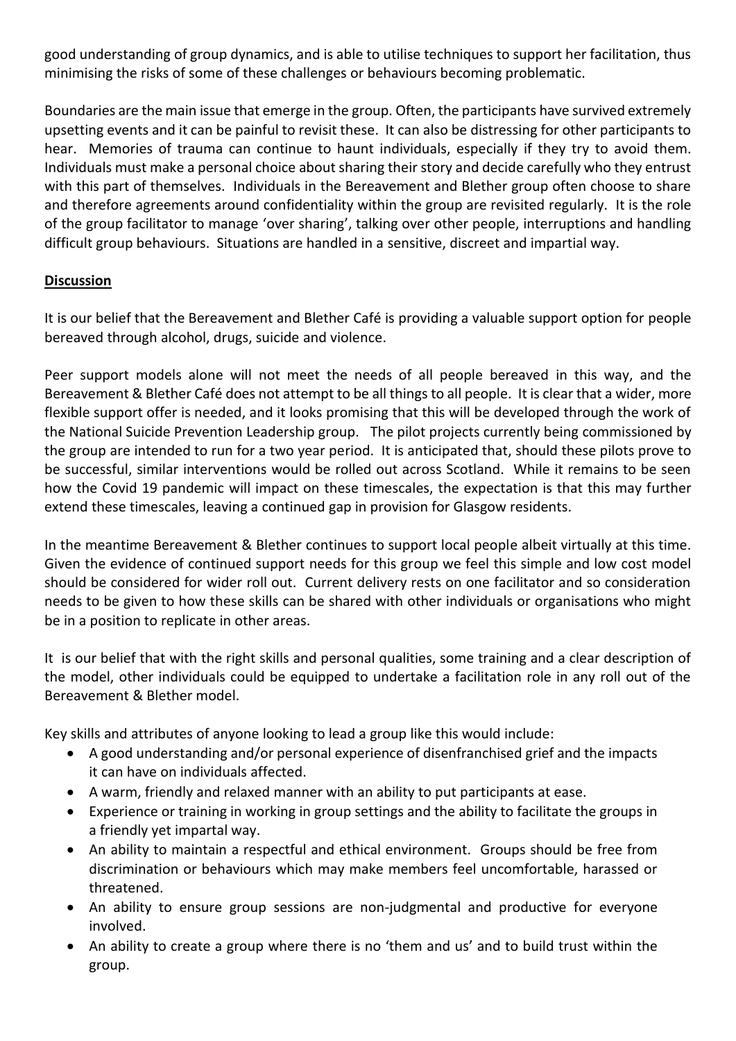good understanding of group dynamics, and is able to utilise techniques to support her facilitation, thus minimising the risks of some of these challenges or behaviours becoming problematic.

Boundaries are the main issue that emerge in the group. Often, the participants have survived extremely upsetting events and it can be painful to revisit these. It can also be distressing for other participants to hear. Memories of trauma can continue to haunt individuals, especially if they try to avoid them. Individuals must make a personal choice about sharing their story and decide carefully who they entrust with this part of themselves. Individuals in the Bereavement and Blether group often choose to share and therefore agreements around confidentiality within the group are revisited regularly. It is the role of the group facilitator to manage 'over sharing', talking over other people, interruptions and handling difficult group behaviours. Situations are handled in a sensitive, discreet and impartial way.

## Discussion

It is our belief that the Bereavement and Blether Café is providing a valuable support option for people bereaved through alcohol, drugs, suicide and violence.

Peer support models alone will not meet the needs of all people bereaved in this way, and the Bereavement & Blether Café does not attempt to be all things to all people. It is clear that a wider, more flexible support offer is needed, and it looks promising that this will be developed through the work of the National Suicide Prevention Leadership group. The pilot projects currently being commissioned by the group are intended to run for a two year period. It is anticipated that, should these pilots prove to be successful, similar interventions would be rolled out across Scotland. While it remains to be seen how the Covid 19 pandemic will impact on these timescales, the expectation is that this may further extend these timescales, leaving a continued gap in provision for Glasgow residents.

In the meantime Bereavement & Blether continues to support local people albeit virtually at this time. Given the evidence of continued support needs for this group we feel this simple and low cost model should be considered for wider roll out. Current delivery rests on one facilitator and so consideration needs to be given to how these skills can be shared with other individuals or organisations who might be in a position to replicate in other areas.

It is our belief that with the right skills and personal qualities, some training and a clear description of the model, other individuals could be equipped to undertake a facilitation role in any roll out of the Bereavement & Blether model.

Key skills and attributes of anyone looking to lead a group like this would include:

- A good understanding and/or personal experience of disenfranchised grief and the impacts it can have on individuals affected.
- A warm, friendly and relaxed manner with an ability to put participants at ease.
- Experience or training in working in group settings and the ability to facilitate the groups in a friendly yet impartal way.
- An ability to maintain a respectful and ethical environment. Groups should be free from discrimination or behaviours which may make members feel uncomfortable, harassed or threatened.
- An ability to ensure group sessions are non-judgmental and productive for everyone involved.
- An ability to create a group where there is no 'them and us' and to build trust within the group.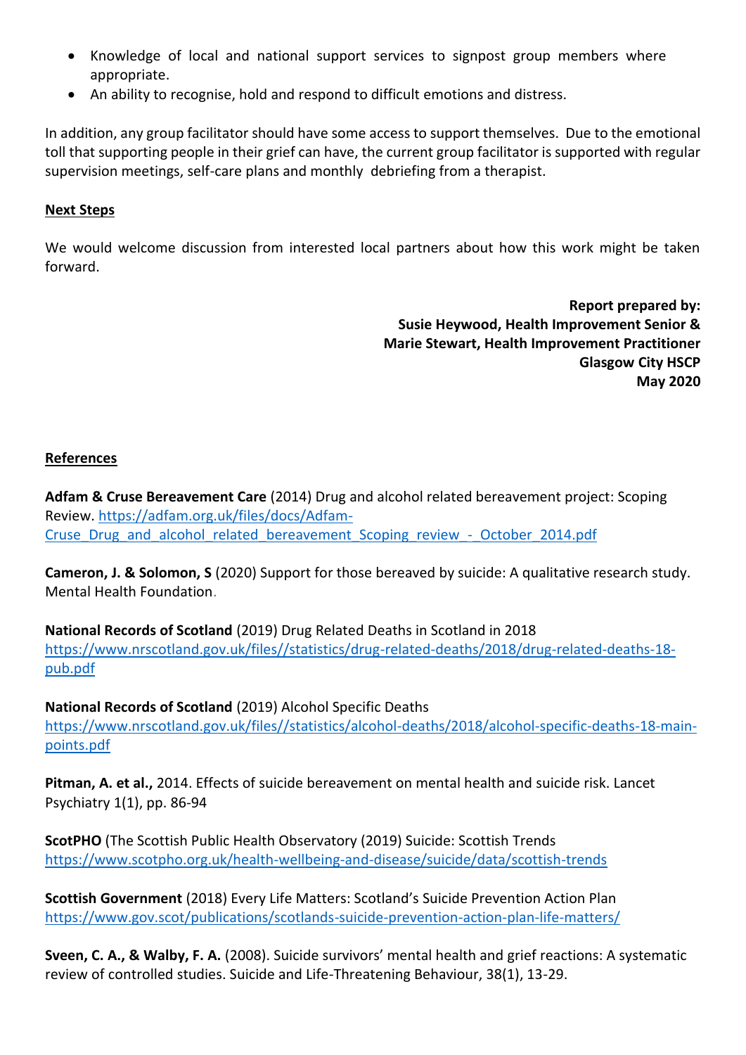- Knowledge of local and national support services to signpost group members where appropriate.
- An ability to recognise, hold and respond to difficult emotions and distress.

In addition, any group facilitator should have some access to support themselves. Due to the emotional toll that supporting people in their grief can have, the current group facilitator is supported with regular supervision meetings, self-care plans and monthly debriefing from a therapist.

**Next Steps**

We would welcome discussion from interested local partners about how this work might be taken forward.

**Report prepared by:**
**Susie Heywood, Health Improvement Senior &**
**Marie Stewart, Health Improvement Practitioner**
**Glasgow City HSCP**
**May 2020**

**References**

**Adfam & Cruse Bereavement Care** (2014) Drug and alcohol related bereavement project: Scoping Review. https://adfam.org.uk/files/docs/Adfam-Cruse_Drug_and_alcohol_related_bereavement_Scoping_review_-_October_2014.pdf

**Cameron, J. & Solomon, S** (2020) Support for those bereaved by suicide: A qualitative research study. Mental Health Foundation.

**National Records of Scotland** (2019) Drug Related Deaths in Scotland in 2018 https://www.nrscotland.gov.uk/files//statistics/drug-related-deaths/2018/drug-related-deaths-18-pub.pdf

**National Records of Scotland** (2019) Alcohol Specific Deaths https://www.nrscotland.gov.uk/files//statistics/alcohol-deaths/2018/alcohol-specific-deaths-18-main-points.pdf

**Pitman, A. et al.,** 2014. Effects of suicide bereavement on mental health and suicide risk. Lancet Psychiatry 1(1), pp. 86-94

**ScotPHO** (The Scottish Public Health Observatory (2019) Suicide: Scottish Trends https://www.scotpho.org.uk/health-wellbeing-and-disease/suicide/data/scottish-trends

**Scottish Government** (2018) Every Life Matters: Scotland's Suicide Prevention Action Plan https://www.gov.scot/publications/scotlands-suicide-prevention-action-plan-life-matters/

**Sveen, C. A., & Walby, F. A.** (2008). Suicide survivors' mental health and grief reactions: A systematic review of controlled studies. Suicide and Life-Threatening Behaviour, 38(1), 13-29.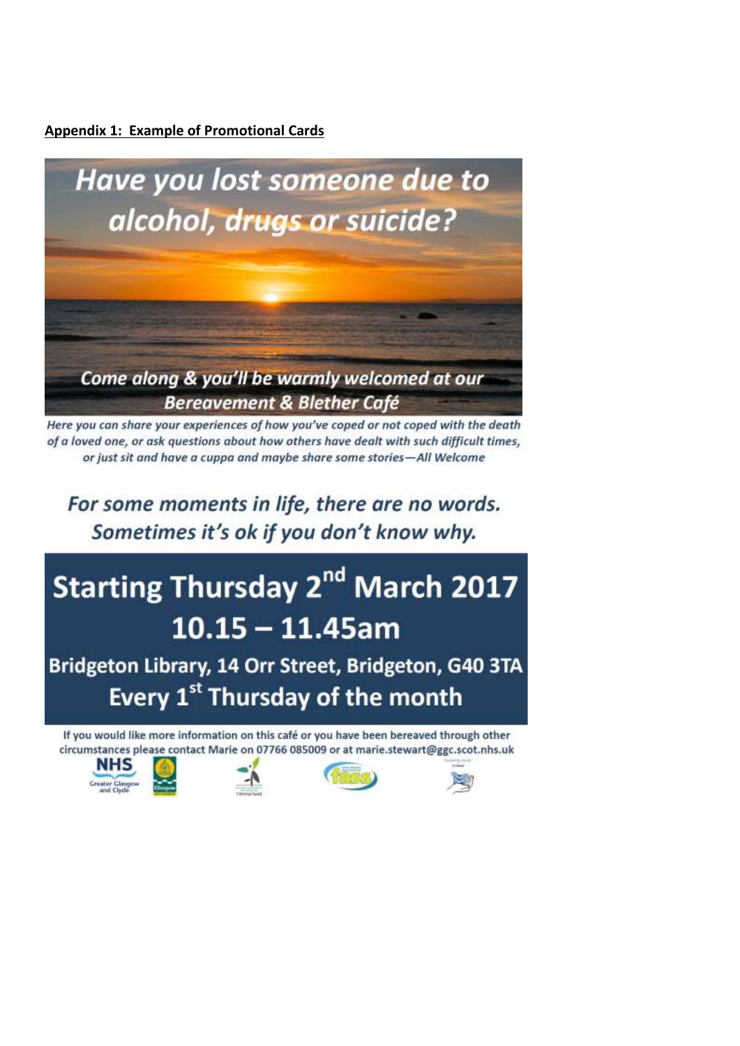**Appendix 1: Example of Promotional Cards**

*Have you lost someone due to alcohol, drugs or suicide?*

*Come along & you'll be warmly welcomed at our Bereavement & Blether Café*

*Here you can share your experiences of how you've coped or not coped with the death of a loved one, or ask questions about how others have dealt with such difficult times, or just sit and have a cuppa and maybe share some stories—All Welcome*

*For some moments in life, there are no words.*
*Sometimes it's ok if you don't know why.*

**Starting Thursday 2nd March 2017**
**10.15 – 11.45am**
**Bridgeton Library, 14 Orr Street, Bridgeton, G40 3TA**
**Every 1st Thursday of the month**

If you would like more information on this café or you have been bereaved through other circumstances please contact Marie on 07766 085009 or at marie.stewart@ggc.scot.nhs.uk

NHS Greater Glasgow and Clyde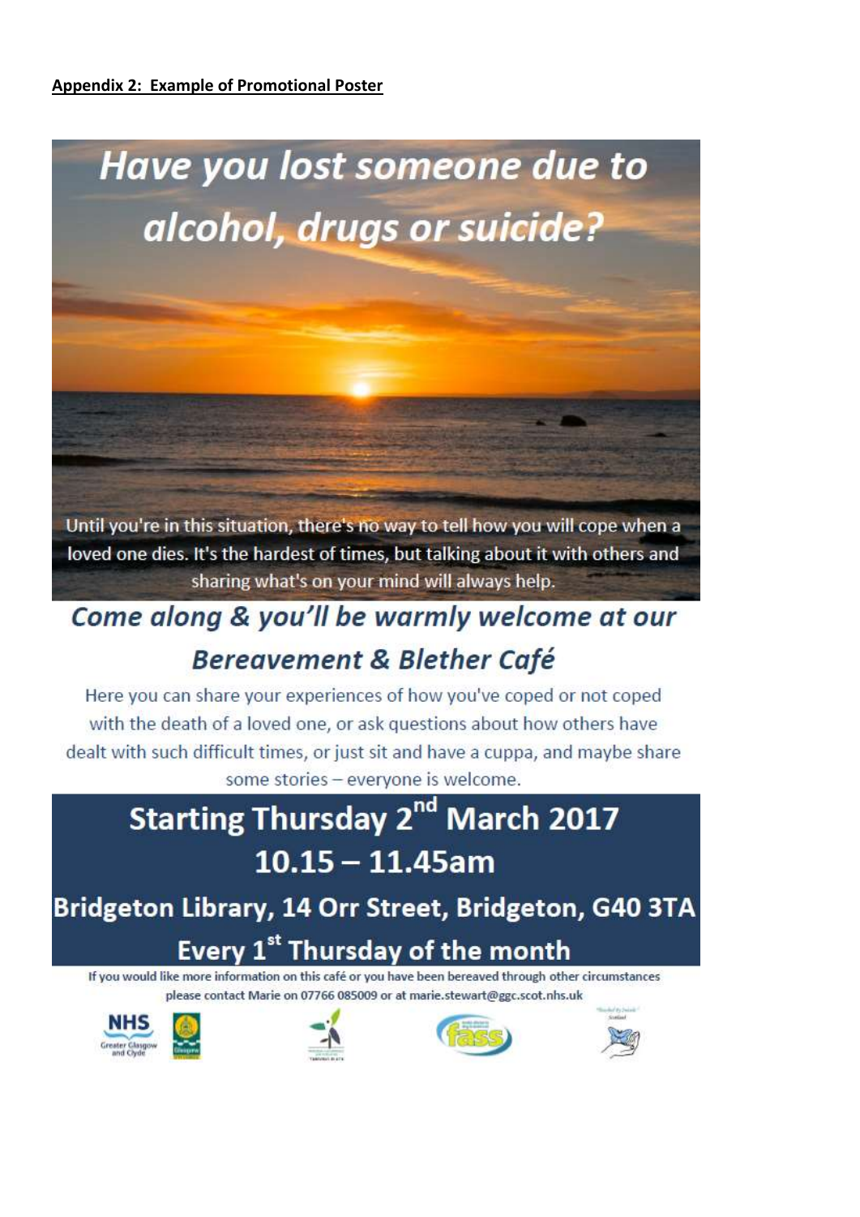**Appendix 2: Example of Promotional Poster**

# *Have you lost someone due to alcohol, drugs or suicide?*

Until you're in this situation, there's no way to tell how you will cope when a loved one dies. It's the hardest of times, but talking about it with others and sharing what's on your mind will always help.

## *Come along & you'll be warmly welcome at our Bereavement & Blether Café*

Here you can share your experiences of how you've coped or not coped with the death of a loved one, or ask questions about how others have dealt with such difficult times, or just sit and have a cuppa, and maybe share some stories – everyone is welcome.

## Starting Thursday 2nd March 2017
## 10.15 – 11.45am

### Bridgeton Library, 14 Orr Street, Bridgeton, G40 3TA

### Every 1st Thursday of the month

If you would like more information on this café or you have been bereaved through other circumstances please contact Marie on 07766 085009 or at marie.stewart@ggc.scot.nhs.uk

NHS Greater Glasgow and Clyde

fass